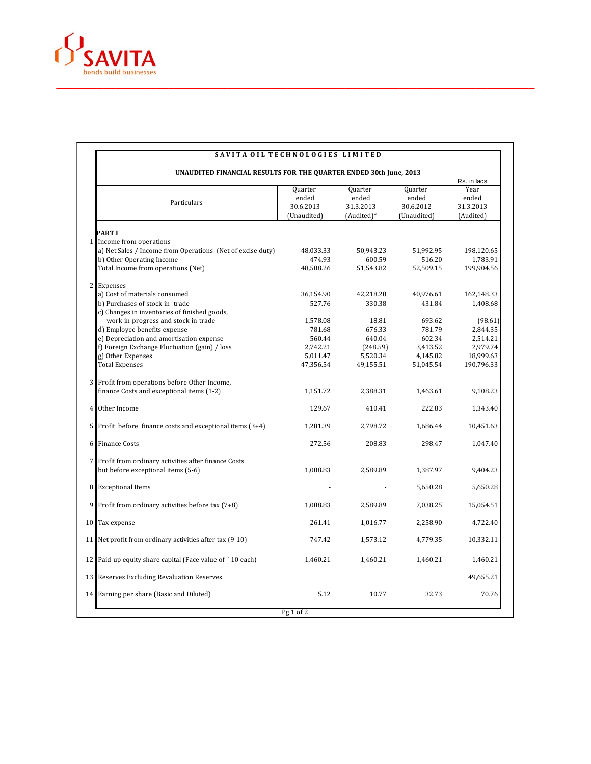SAVITA
bonds build businesses

# SAVITA OIL TECHNOLOGIES LIMITED

## UNAUDITED FINANCIAL RESULTS FOR THE QUARTER ENDED 30th June, 2013

Rs. in lacs

| | Particulars | Quarter ended 30.6.2013 (Unaudited) | Quarter ended 31.3.2013 (Audited)* | Quarter ended 30.6.2012 (Unaudited) | Year ended 31.3.2013 (Audited) |
|---|---|---|---|---|---|
| | **PART I** | | | | |
| 1 | Income from operations | | | | |
| | a) Net Sales / Income from Operations (Net of excise duty) | 48,033.33 | 50,943.23 | 51,992.95 | 198,120.65 |
| | b) Other Operating Income | 474.93 | 600.59 | 516.20 | 1,783.91 |
| | Total Income from operations (Net) | 48,508.26 | 51,543.82 | 52,509.15 | 199,904.56 |
| 2 | Expenses | | | | |
| | a) Cost of materials consumed | 36,154.90 | 42,218.20 | 40,976.61 | 162,148.33 |
| | b) Purchases of stock-in- trade | 527.76 | 330.38 | 431.84 | 1,408.68 |
| | c) Changes in inventories of finished goods, work-in-progress and stock-in-trade | 1,578.08 | 18.81 | 693.62 | (98.61) |
| | d) Employee benefits expense | 781.68 | 676.33 | 781.79 | 2,844.35 |
| | e) Depreciation and amortisation expense | 560.44 | 640.04 | 602.34 | 2,514.21 |
| | f) Foreign Exchange Fluctuation (gain) / loss | 2,742.21 | (248.59) | 3,413.52 | 2,979.74 |
| | g) Other Expenses | 5,011.47 | 5,520.34 | 4,145.82 | 18,999.63 |
| | Total Expenses | 47,356.54 | 49,155.51 | 51,045.54 | 190,796.33 |
| 3 | Profit from operations before Other Income, finance Costs and exceptional items (1-2) | 1,151.72 | 2,388.31 | 1,463.61 | 9,108.23 |
| 4 | Other Income | 129.67 | 410.41 | 222.83 | 1,343.40 |
| 5 | Profit before finance costs and exceptional items (3+4) | 1,281.39 | 2,798.72 | 1,686.44 | 10,451.63 |
| 6 | Finance Costs | 272.56 | 208.83 | 298.47 | 1,047.40 |
| 7 | Profit from ordinary activities after finance Costs but before exceptional items (5-6) | 1,008.83 | 2,589.89 | 1,387.97 | 9,404.23 |
| 8 | Exceptional Items | - | - | 5,650.28 | 5,650.28 |
| 9 | Profit from ordinary activities before tax (7+8) | 1,008.83 | 2,589.89 | 7,038.25 | 15,054.51 |
| 10 | Tax expense | 261.41 | 1,016.77 | 2,258.90 | 4,722.40 |
| 11 | Net profit from ordinary activities after tax (9-10) | 747.42 | 1,573.12 | 4,779.35 | 10,332.11 |
| 12 | Paid-up equity share capital (Face value of ` 10 each) | 1,460.21 | 1,460.21 | 1,460.21 | 1,460.21 |
| 13 | Reserves Excluding Revaluation Reserves | | | | 49,655.21 |
| 14 | Earning per share (Basic and Diluted) | 5.12 | 10.77 | 32.73 | 70.76 |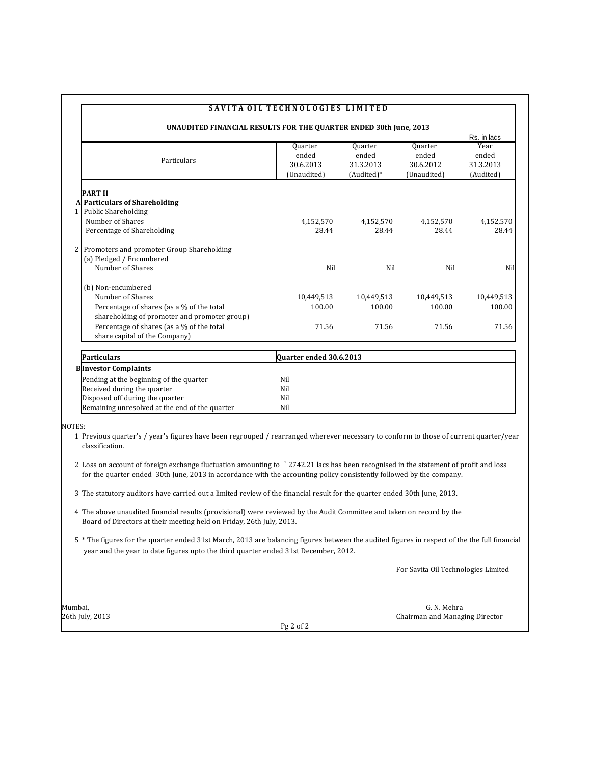# SAVITA OIL TECHNOLOGIES LIMITED

## UNAUDITED FINANCIAL RESULTS FOR THE QUARTER ENDED 30th June, 2013

Rs. in lacs

| | Particulars | Quarter ended 30.6.2013 (Unaudited) | Quarter ended 31.3.2013 (Audited)* | Quarter ended 30.6.2012 (Unaudited) | Year ended 31.3.2013 (Audited) |
|---|---|---|---|---|---|
| | **PART II** | | | | |
| A | **Particulars of Shareholding** | | | | |
| 1 | Public Shareholding | | | | |
| | Number of Shares | 4,152,570 | 4,152,570 | 4,152,570 | 4,152,570 |
| | Percentage of Shareholding | 28.44 | 28.44 | 28.44 | 28.44 |
| 2 | Promoters and promoter Group Shareholding | | | | |
| | (a) Pledged / Encumbered | | | | |
| | Number of Shares | Nil | Nil | Nil | Nil |
| | (b) Non-encumbered | | | | |
| | Number of Shares | 10,449,513 | 10,449,513 | 10,449,513 | 10,449,513 |
| | Percentage of shares (as a % of the total shareholding of promoter and promoter group) | 100.00 | 100.00 | 100.00 | 100.00 |
| | Percentage of shares (as a % of the total share capital of the Company) | 71.56 | 71.56 | 71.56 | 71.56 |

| | Particulars | Quarter ended 30.6.2013 |
|---|---|---|
| B | **Investor Complaints** | |
| | Pending at the beginning of the quarter | Nil |
| | Received during the quarter | Nil |
| | Disposed off during the quarter | Nil |
| | Remaining unresolved at the end of the quarter | Nil |

NOTES:

1. Previous quarter's / year's figures have been regrouped / rearranged wherever necessary to conform to those of current quarter/year classification.
2. Loss on account of foreign exchange fluctuation amounting to ` 2742.21 lacs has been recognised in the statement of profit and loss for the quarter ended 30th June, 2013 in accordance with the accounting policy consistently followed by the company.
3. The statutory auditors have carried out a limited review of the financial result for the quarter ended 30th June, 2013.
4. The above unaudited financial results (provisional) were reviewed by the Audit Committee and taken on record by the Board of Directors at their meeting held on Friday, 26th July, 2013.
5. * The figures for the quarter ended 31st March, 2013 are balancing figures between the audited figures in respect of the the full financial year and the year to date figures upto the third quarter ended 31st December, 2012.

For Savita Oil Technologies Limited

Mumbai,
26th July, 2013

G. N. Mehra
Chairman and Managing Director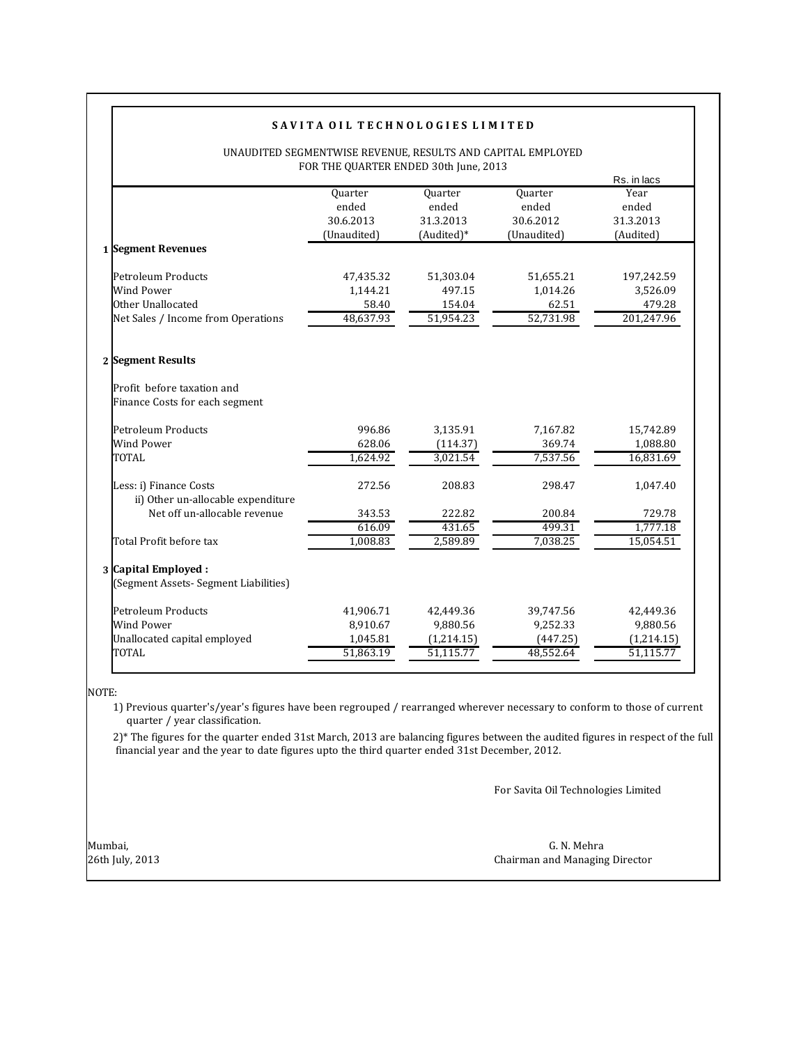# S A V I T A  O I L  T E C H N O L O G I E S  L I M I T E D

UNAUDITED SEGMENTWISE REVENUE, RESULTS AND CAPITAL EMPLOYED
FOR THE QUARTER ENDED 30th June, 2013

Rs. in lacs

| | | Quarter ended 30.6.2013 (Unaudited) | Quarter ended 31.3.2013 (Audited)* | Quarter ended 30.6.2012 (Unaudited) | Year ended 31.3.2013 (Audited) |
|---|---|---|---|---|---|
| **1** | **Segment Revenues** | | | | |
| | Petroleum Products | 47,435.32 | 51,303.04 | 51,655.21 | 197,242.59 |
| | Wind Power | 1,144.21 | 497.15 | 1,014.26 | 3,526.09 |
| | Other Unallocated | 58.40 | 154.04 | 62.51 | 479.28 |
| | Net Sales / Income from Operations | 48,637.93 | 51,954.23 | 52,731.98 | 201,247.96 |
| **2** | **Segment Results** | | | | |
| | Profit before taxation and Finance Costs for each segment | | | | |
| | Petroleum Products | 996.86 | 3,135.91 | 7,167.82 | 15,742.89 |
| | Wind Power | 628.06 | (114.37) | 369.74 | 1,088.80 |
| | TOTAL | 1,624.92 | 3,021.54 | 7,537.56 | 16,831.69 |
| | Less: i) Finance Costs | 272.56 | 208.83 | 298.47 | 1,047.40 |
| | ii) Other un-allocable expenditure Net off un-allocable revenue | 343.53 | 222.82 | 200.84 | 729.78 |
| | | 616.09 | 431.65 | 499.31 | 1,777.18 |
| | Total Profit before tax | 1,008.83 | 2,589.89 | 7,038.25 | 15,054.51 |
| **3** | **Capital Employed :** (Segment Assets- Segment Liabilities) | | | | |
| | Petroleum Products | 41,906.71 | 42,449.36 | 39,747.56 | 42,449.36 |
| | Wind Power | 8,910.67 | 9,880.56 | 9,252.33 | 9,880.56 |
| | Unallocated capital employed | 1,045.81 | (1,214.15) | (447.25) | (1,214.15) |
| | TOTAL | 51,863.19 | 51,115.77 | 48,552.64 | 51,115.77 |

NOTE:

1) Previous quarter's/year's figures have been regrouped / rearranged wherever necessary to conform to those of current quarter / year classification.

2)* The figures for the quarter ended 31st March, 2013 are balancing figures between the audited figures in respect of the full financial year and the year to date figures upto the third quarter ended 31st December, 2012.

For Savita Oil Technologies Limited

Mumbai,
26th July, 2013

G. N. Mehra
Chairman and Managing Director